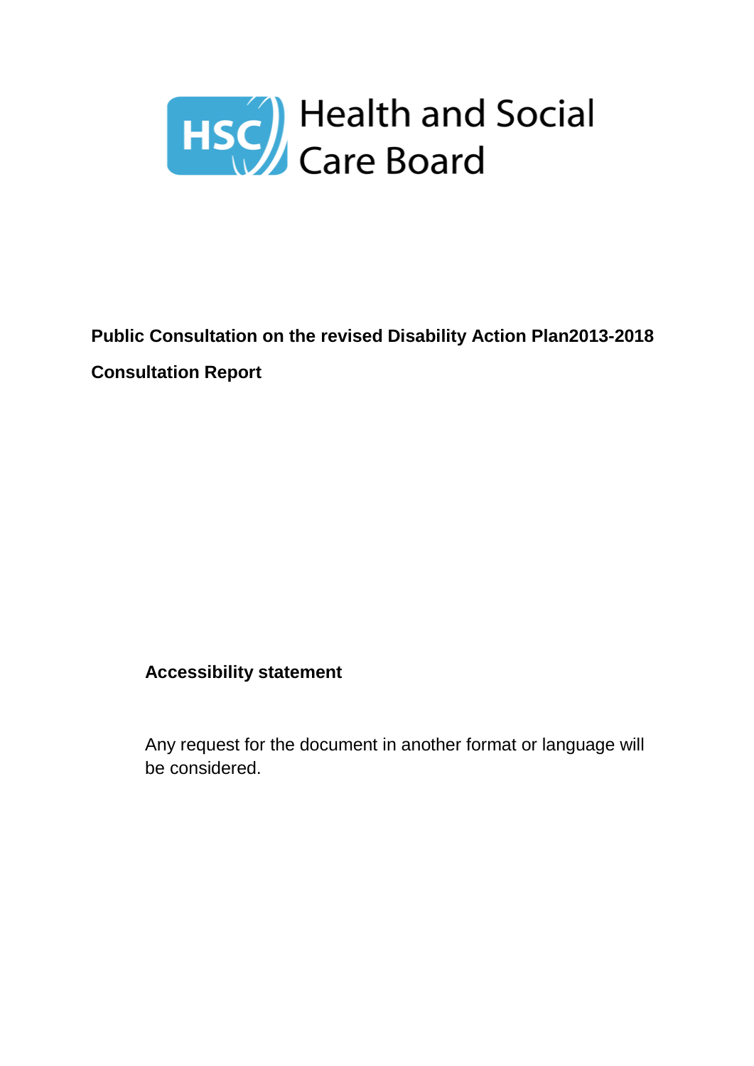Health and Social Care Board

**Public Consultation on the revised Disability Action Plan2013-2018**

**Consultation Report**

**Accessibility statement**

Any request for the document in another format or language will be considered.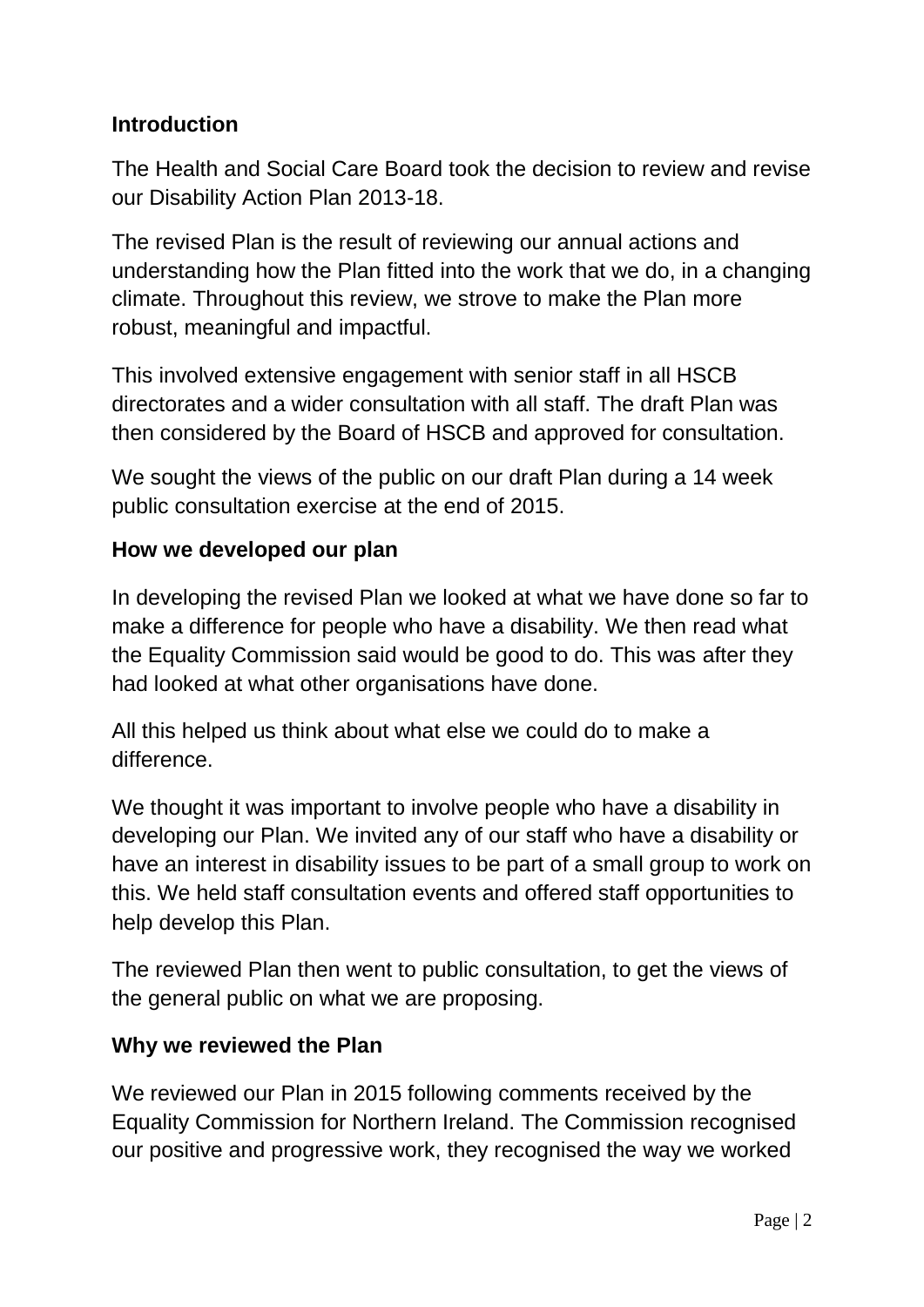## Introduction

The Health and Social Care Board took the decision to review and revise our Disability Action Plan 2013-18.

The revised Plan is the result of reviewing our annual actions and understanding how the Plan fitted into the work that we do, in a changing climate. Throughout this review, we strove to make the Plan more robust, meaningful and impactful.

This involved extensive engagement with senior staff in all HSCB directorates and a wider consultation with all staff. The draft Plan was then considered by the Board of HSCB and approved for consultation.

We sought the views of the public on our draft Plan during a 14 week public consultation exercise at the end of 2015.

## How we developed our plan

In developing the revised Plan we looked at what we have done so far to make a difference for people who have a disability. We then read what the Equality Commission said would be good to do. This was after they had looked at what other organisations have done.

All this helped us think about what else we could do to make a difference.

We thought it was important to involve people who have a disability in developing our Plan. We invited any of our staff who have a disability or have an interest in disability issues to be part of a small group to work on this. We held staff consultation events and offered staff opportunities to help develop this Plan.

The reviewed Plan then went to public consultation, to get the views of the general public on what we are proposing.

## Why we reviewed the Plan

We reviewed our Plan in 2015 following comments received by the Equality Commission for Northern Ireland. The Commission recognised our positive and progressive work, they recognised the way we worked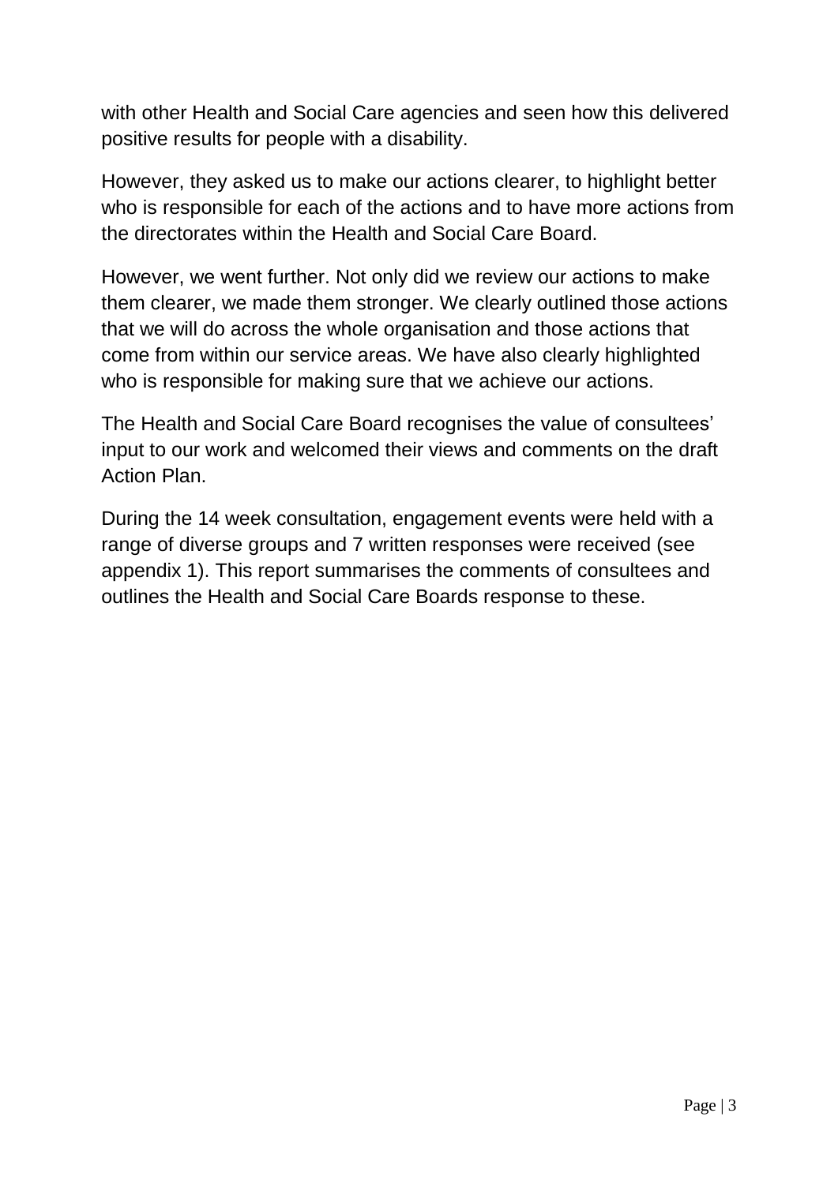with other Health and Social Care agencies and seen how this delivered positive results for people with a disability.

However, they asked us to make our actions clearer, to highlight better who is responsible for each of the actions and to have more actions from the directorates within the Health and Social Care Board.

However, we went further. Not only did we review our actions to make them clearer, we made them stronger. We clearly outlined those actions that we will do across the whole organisation and those actions that come from within our service areas. We have also clearly highlighted who is responsible for making sure that we achieve our actions.

The Health and Social Care Board recognises the value of consultees' input to our work and welcomed their views and comments on the draft Action Plan.

During the 14 week consultation, engagement events were held with a range of diverse groups and 7 written responses were received (see appendix 1). This report summarises the comments of consultees and outlines the Health and Social Care Boards response to these.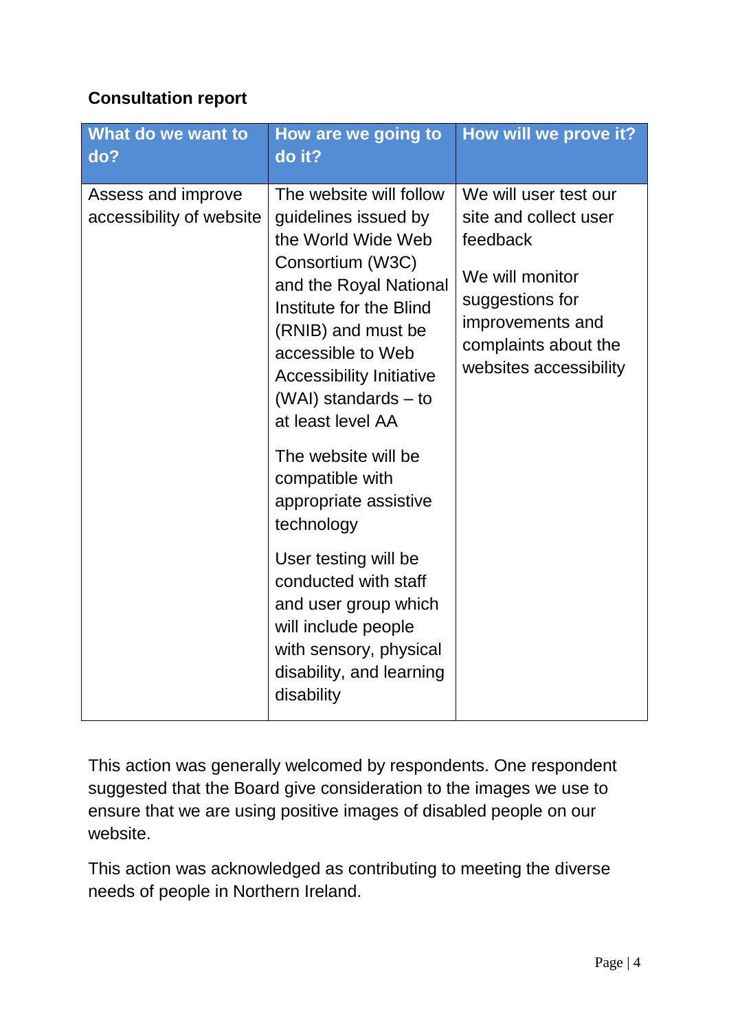**Consultation report**

| What do we want to do? | How are we going to do it? | How will we prove it? |
|---|---|---|
| Assess and improve accessibility of website | The website will follow guidelines issued by the World Wide Web Consortium (W3C) and the Royal National Institute for the Blind (RNIB) and must be accessible to Web Accessibility Initiative (WAI) standards – to at least level AA<br><br>The website will be compatible with appropriate assistive technology<br><br>User testing will be conducted with staff and user group which will include people with sensory, physical disability, and learning disability | We will user test our site and collect user feedback<br><br>We will monitor suggestions for improvements and complaints about the websites accessibility |

This action was generally welcomed by respondents. One respondent suggested that the Board give consideration to the images we use to ensure that we are using positive images of disabled people on our website.

This action was acknowledged as contributing to meeting the diverse needs of people in Northern Ireland.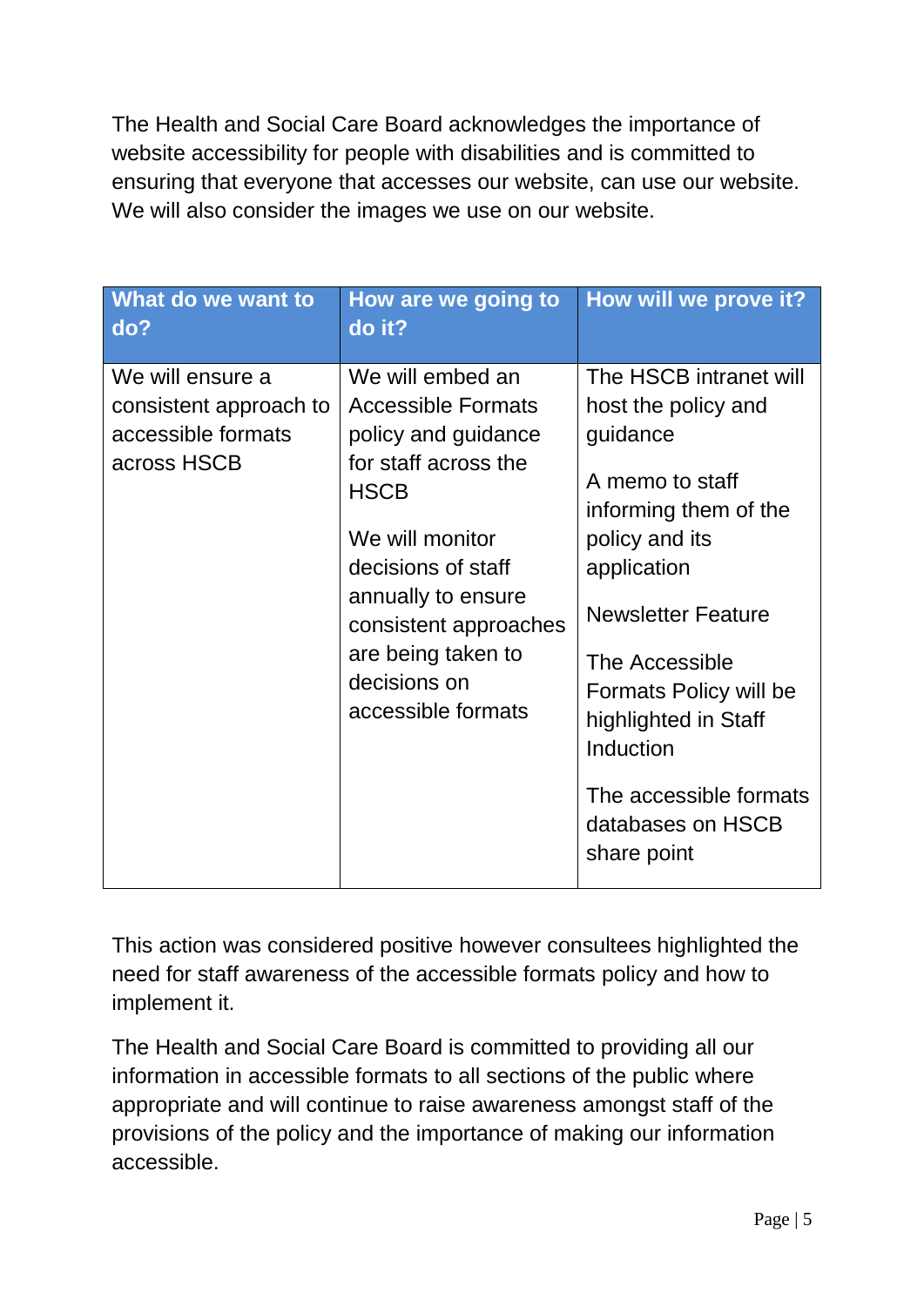The Health and Social Care Board acknowledges the importance of website accessibility for people with disabilities and is committed to ensuring that everyone that accesses our website, can use our website. We will also consider the images we use on our website.

| What do we want to do? | How are we going to do it? | How will we prove it? |
|---|---|---|
| We will ensure a consistent approach to accessible formats across HSCB | We will embed an Accessible Formats policy and guidance for staff across the HSCB<br><br>We will monitor decisions of staff annually to ensure consistent approaches are being taken to decisions on accessible formats | The HSCB intranet will host the policy and guidance<br><br>A memo to staff informing them of the policy and its application<br><br>Newsletter Feature<br><br>The Accessible Formats Policy will be highlighted in Staff Induction<br><br>The accessible formats databases on HSCB share point |

This action was considered positive however consultees highlighted the need for staff awareness of the accessible formats policy and how to implement it.

The Health and Social Care Board is committed to providing all our information in accessible formats to all sections of the public where appropriate and will continue to raise awareness amongst staff of the provisions of the policy and the importance of making our information accessible.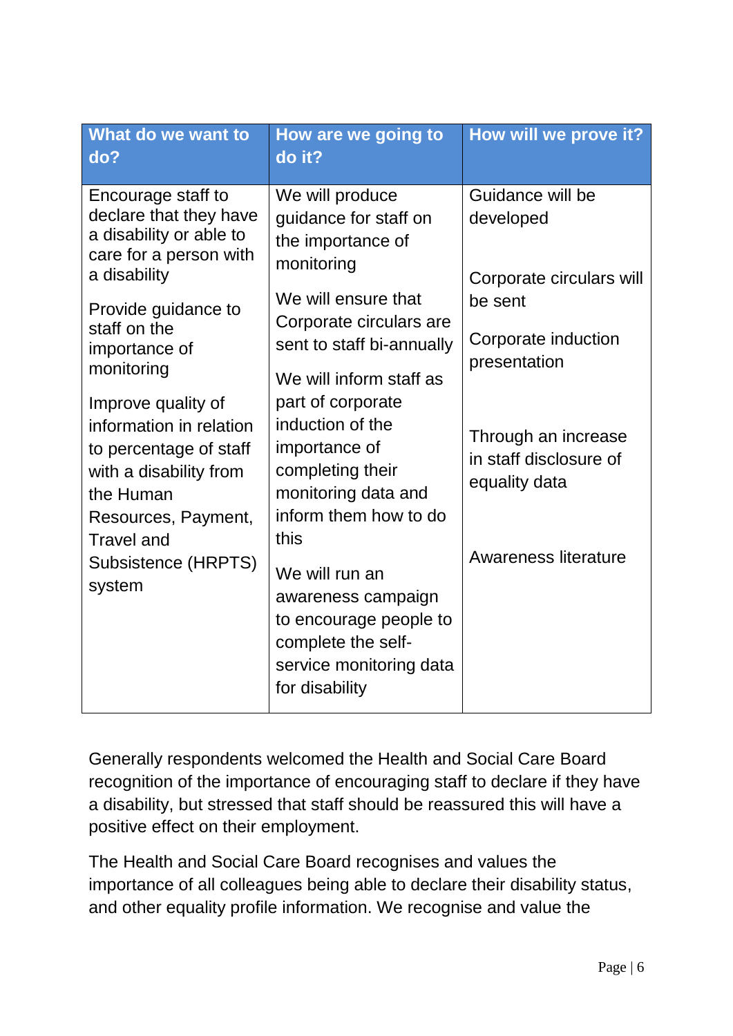| What do we want to do? | How are we going to do it? | How will we prove it? |
| --- | --- | --- |
| Encourage staff to declare that they have a disability or able to care for a person with a disability<br><br>Provide guidance to staff on the importance of monitoring<br><br>Improve quality of information in relation to percentage of staff with a disability from the Human Resources, Payment, Travel and Subsistence (HRPTS) system | We will produce guidance for staff on the importance of monitoring<br><br>We will ensure that Corporate circulars are sent to staff bi-annually<br><br>We will inform staff as part of corporate induction of the importance of completing their monitoring data and inform them how to do this<br><br>We will run an awareness campaign to encourage people to complete the self-service monitoring data for disability | Guidance will be developed<br><br>Corporate circulars will be sent<br><br>Corporate induction presentation<br><br>Through an increase in staff disclosure of equality data<br><br>Awareness literature |

Generally respondents welcomed the Health and Social Care Board recognition of the importance of encouraging staff to declare if they have a disability, but stressed that staff should be reassured this will have a positive effect on their employment.

The Health and Social Care Board recognises and values the importance of all colleagues being able to declare their disability status, and other equality profile information. We recognise and value the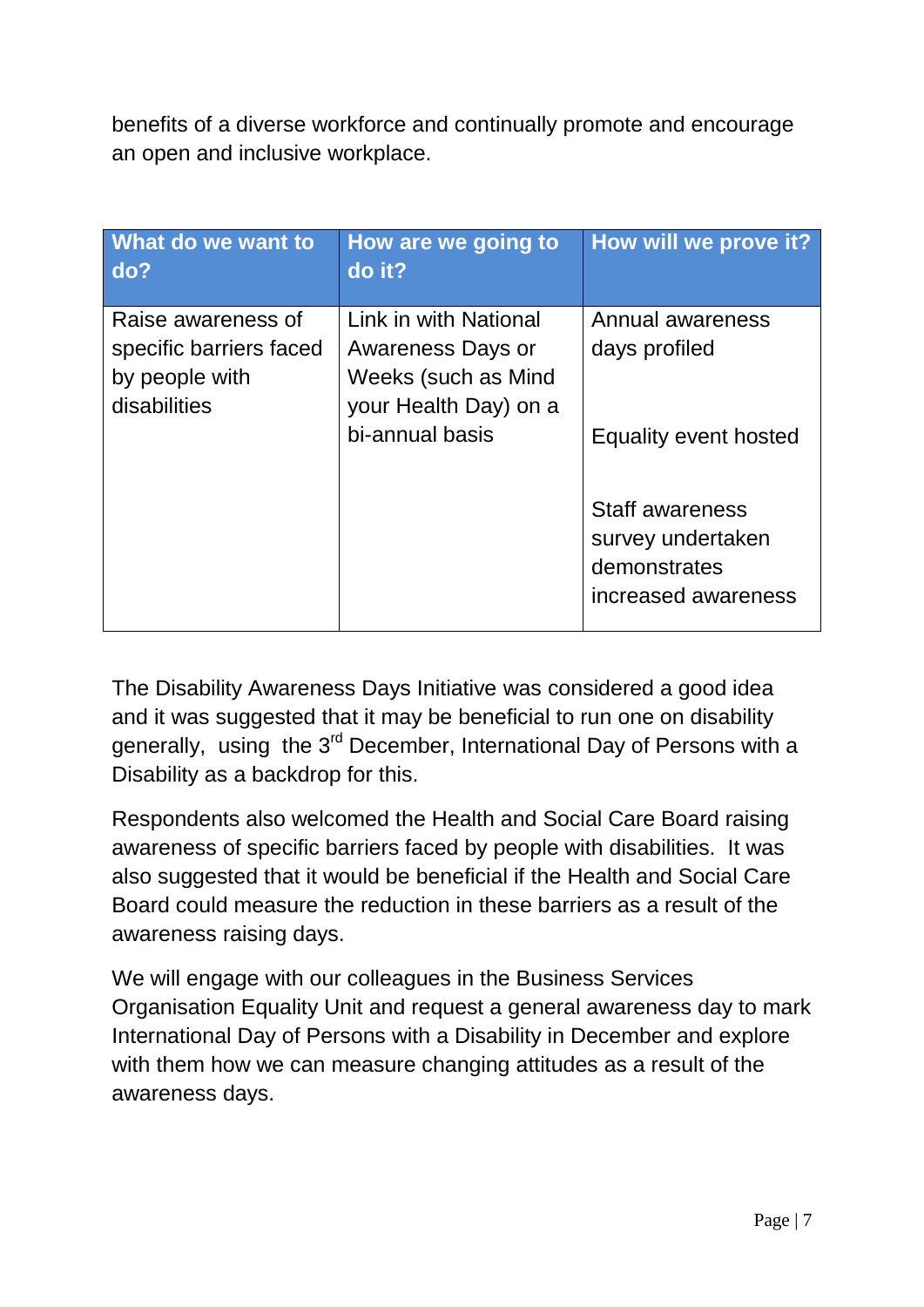benefits of a diverse workforce and continually promote and encourage an open and inclusive workplace.

| What do we want to do? | How are we going to do it? | How will we prove it? |
|---|---|---|
| Raise awareness of specific barriers faced by people with disabilities | Link in with National Awareness Days or Weeks (such as Mind your Health Day) on a bi-annual basis | Annual awareness days profiled<br><br>Equality event hosted<br><br>Staff awareness survey undertaken demonstrates increased awareness |

The Disability Awareness Days Initiative was considered a good idea and it was suggested that it may be beneficial to run one on disability generally, using the 3rd December, International Day of Persons with a Disability as a backdrop for this.

Respondents also welcomed the Health and Social Care Board raising awareness of specific barriers faced by people with disabilities. It was also suggested that it would be beneficial if the Health and Social Care Board could measure the reduction in these barriers as a result of the awareness raising days.

We will engage with our colleagues in the Business Services Organisation Equality Unit and request a general awareness day to mark International Day of Persons with a Disability in December and explore with them how we can measure changing attitudes as a result of the awareness days.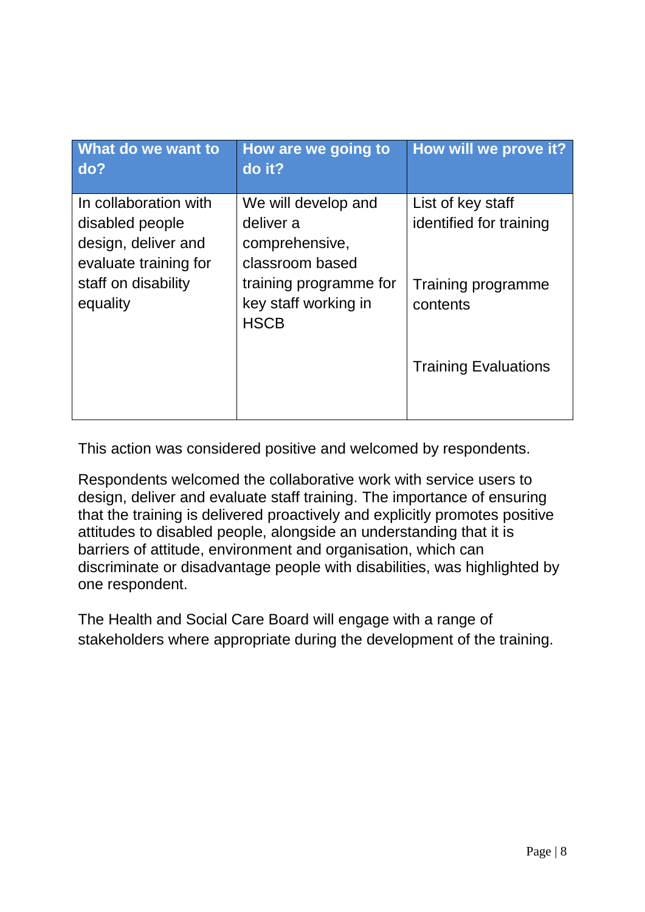| What do we want to do? | How are we going to do it? | How will we prove it? |
| --- | --- | --- |
| In collaboration with disabled people design, deliver and evaluate training for staff on disability equality | We will develop and deliver a comprehensive, classroom based training programme for key staff working in HSCB | List of key staff identified for training<br><br>Training programme contents<br><br>Training Evaluations |

This action was considered positive and welcomed by respondents.

Respondents welcomed the collaborative work with service users to design, deliver and evaluate staff training. The importance of ensuring that the training is delivered proactively and explicitly promotes positive attitudes to disabled people, alongside an understanding that it is barriers of attitude, environment and organisation, which can discriminate or disadvantage people with disabilities, was highlighted by one respondent.

The Health and Social Care Board will engage with a range of stakeholders where appropriate during the development of the training.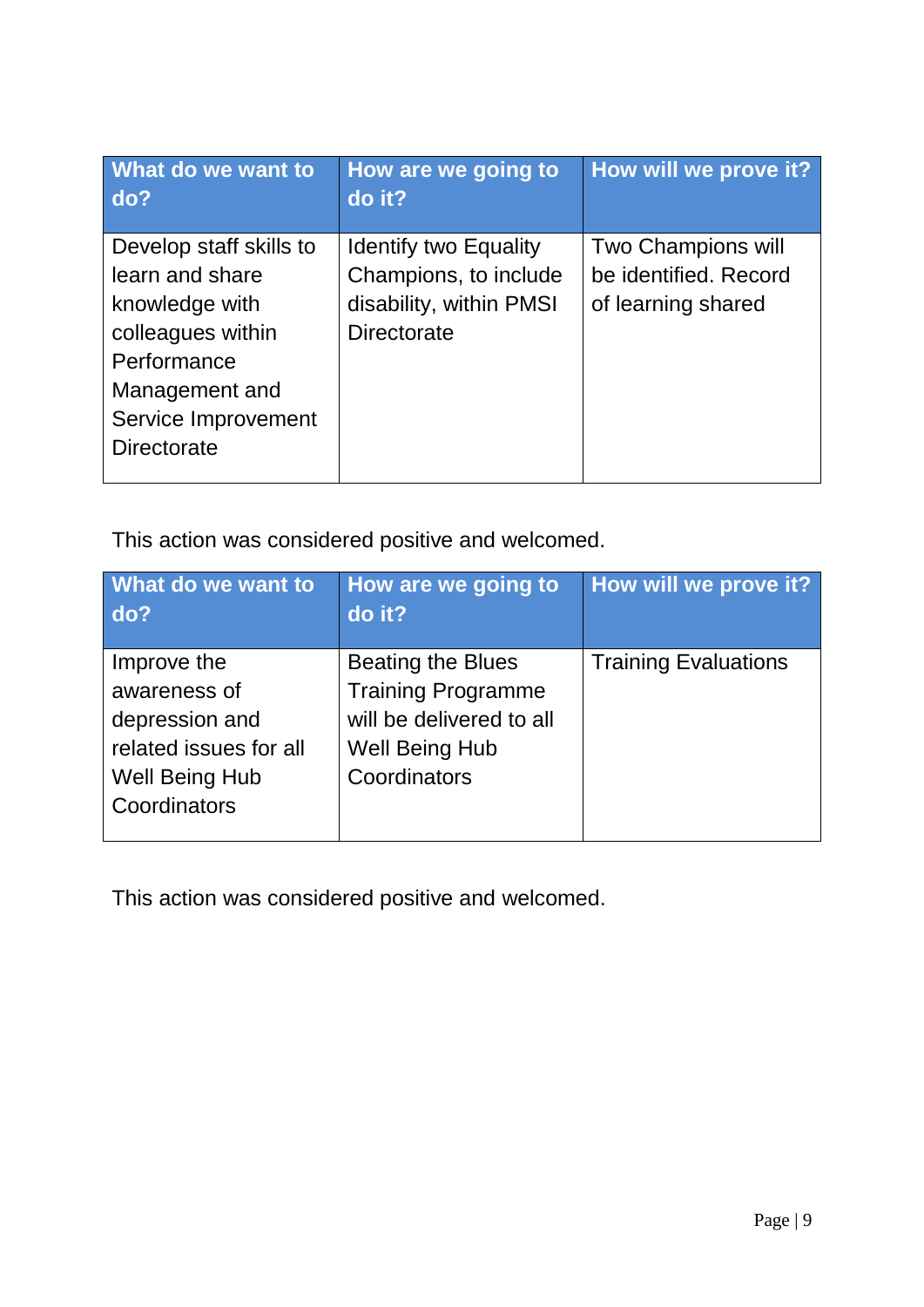| What do we want to do? | How are we going to do it? | How will we prove it? |
| --- | --- | --- |
| Develop staff skills to learn and share knowledge with colleagues within Performance Management and Service Improvement Directorate | Identify two Equality Champions, to include disability, within PMSI Directorate | Two Champions will be identified. Record of learning shared |

This action was considered positive and welcomed.

| What do we want to do? | How are we going to do it? | How will we prove it? |
| --- | --- | --- |
| Improve the awareness of depression and related issues for all Well Being Hub Coordinators | Beating the Blues Training Programme will be delivered to all Well Being Hub Coordinators | Training Evaluations |

This action was considered positive and welcomed.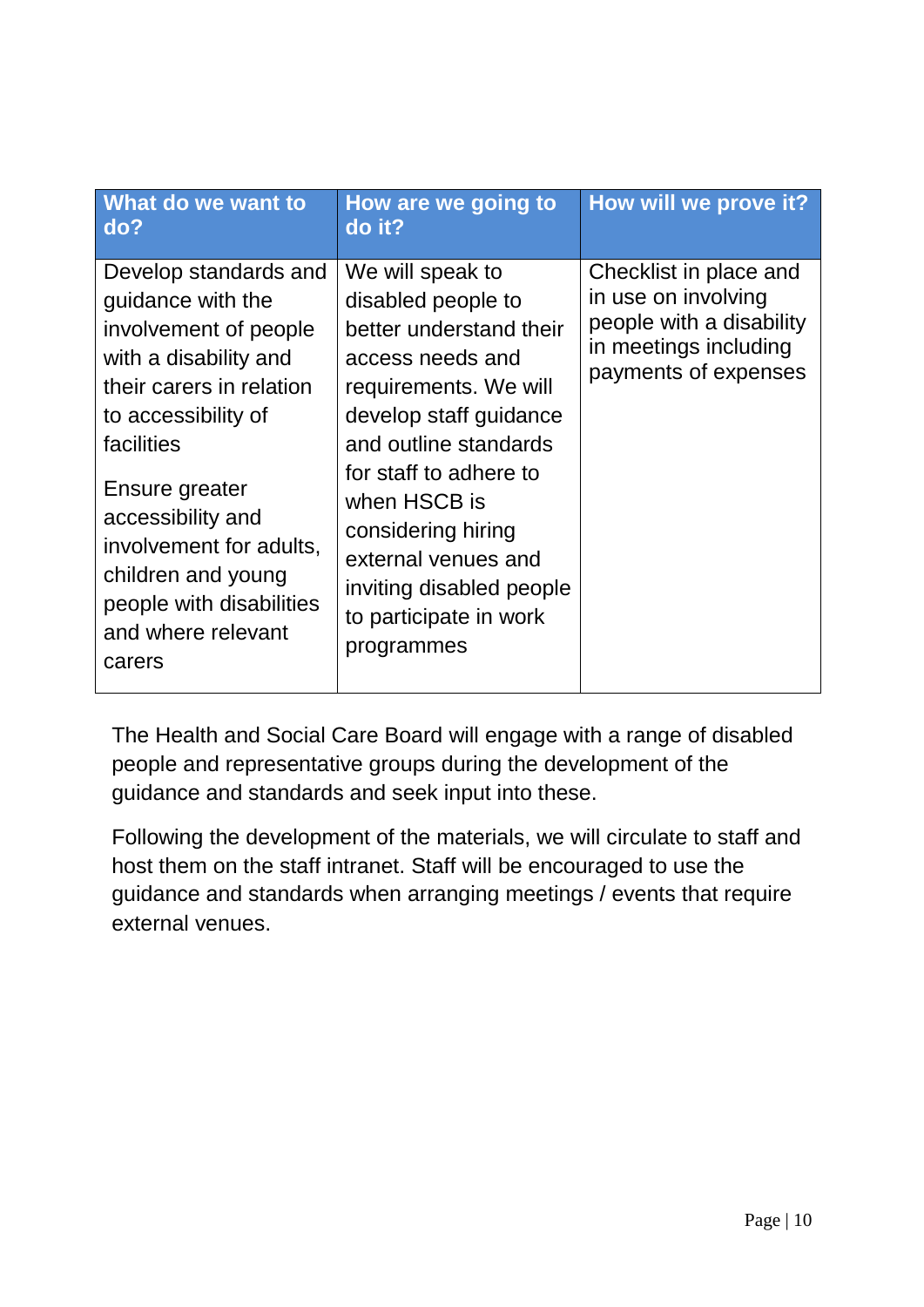| What do we want to do? | How are we going to do it? | How will we prove it? |
| --- | --- | --- |
| Develop standards and guidance with the involvement of people with a disability and their carers in relation to accessibility of facilities<br><br>Ensure greater accessibility and involvement for adults, children and young people with disabilities and where relevant carers | We will speak to disabled people to better understand their access needs and requirements. We will develop staff guidance and outline standards for staff to adhere to when HSCB is considering hiring external venues and inviting disabled people to participate in work programmes | Checklist in place and in use on involving people with a disability in meetings including payments of expenses |

The Health and Social Care Board will engage with a range of disabled people and representative groups during the development of the guidance and standards and seek input into these.

Following the development of the materials, we will circulate to staff and host them on the staff intranet. Staff will be encouraged to use the guidance and standards when arranging meetings / events that require external venues.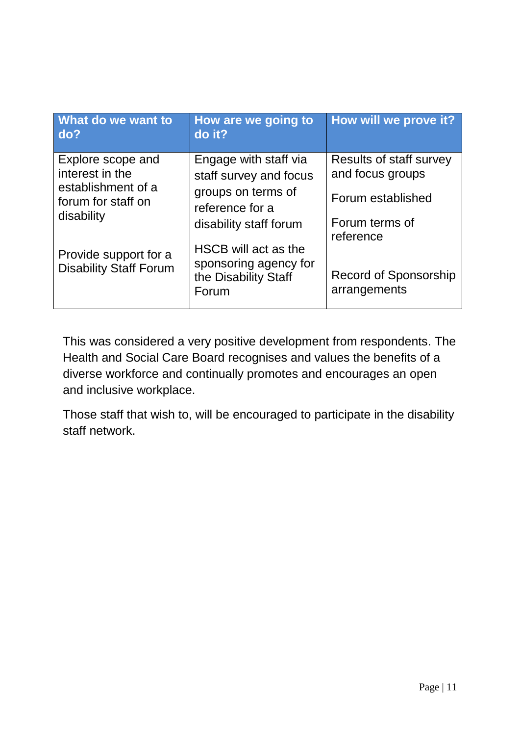| What do we want to do? | How are we going to do it? | How will we prove it? |
|---|---|---|
| Explore scope and interest in the establishment of a forum for staff on disability | Engage with staff via staff survey and focus groups on terms of reference for a disability staff forum | Results of staff survey and focus groups<br><br>Forum established<br><br>Forum terms of reference |
| Provide support for a Disability Staff Forum | HSCB will act as the sponsoring agency for the Disability Staff Forum | Record of Sponsorship arrangements |

This was considered a very positive development from respondents. The Health and Social Care Board recognises and values the benefits of a diverse workforce and continually promotes and encourages an open and inclusive workplace.

Those staff that wish to, will be encouraged to participate in the disability staff network.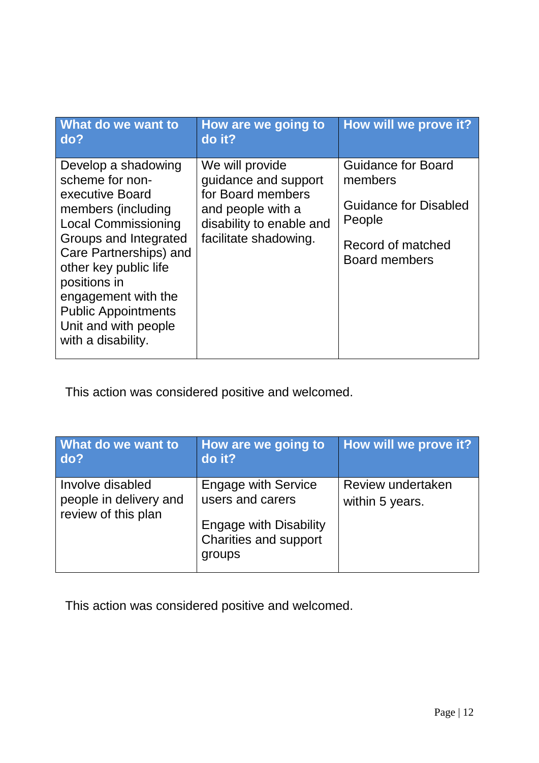| What do we want to do? | How are we going to do it? | How will we prove it? |
|---|---|---|
| Develop a shadowing scheme for non-executive Board members (including Local Commissioning Groups and Integrated Care Partnerships) and other key public life positions in engagement with the Public Appointments Unit and with people with a disability. | We will provide guidance and support for Board members and people with a disability to enable and facilitate shadowing. | Guidance for Board members<br><br>Guidance for Disabled People<br><br>Record of matched Board members |

This action was considered positive and welcomed.

| What do we want to do? | How are we going to do it? | How will we prove it? |
|---|---|---|
| Involve disabled people in delivery and review of this plan | Engage with Service users and carers<br><br>Engage with Disability Charities and support groups | Review undertaken within 5 years. |

This action was considered positive and welcomed.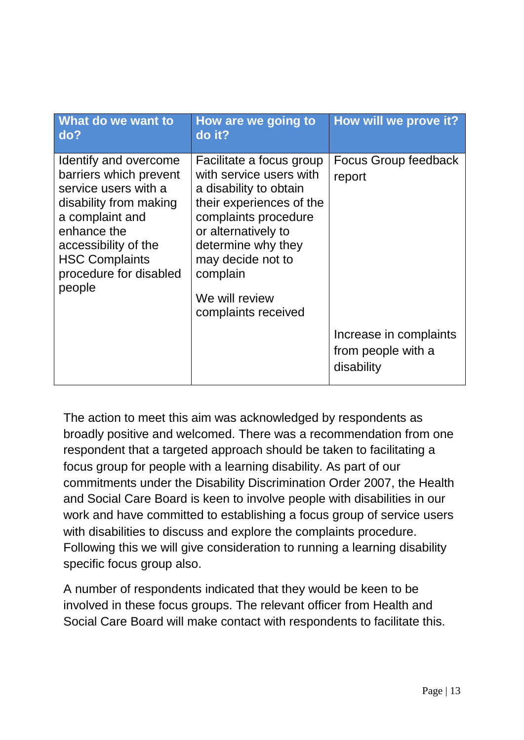| What do we want to do? | How are we going to do it? | How will we prove it? |
|---|---|---|
| Identify and overcome barriers which prevent service users with a disability from making a complaint and enhance the accessibility of the HSC Complaints procedure for disabled people | Facilitate a focus group with service users with a disability to obtain their experiences of the complaints procedure or alternatively to determine why they may decide not to complain | Focus Group feedback report |
| | We will review complaints received | Increase in complaints from people with a disability |

The action to meet this aim was acknowledged by respondents as broadly positive and welcomed. There was a recommendation from one respondent that a targeted approach should be taken to facilitating a focus group for people with a learning disability. As part of our commitments under the Disability Discrimination Order 2007, the Health and Social Care Board is keen to involve people with disabilities in our work and have committed to establishing a focus group of service users with disabilities to discuss and explore the complaints procedure. Following this we will give consideration to running a learning disability specific focus group also.

A number of respondents indicated that they would be keen to be involved in these focus groups. The relevant officer from Health and Social Care Board will make contact with respondents to facilitate this.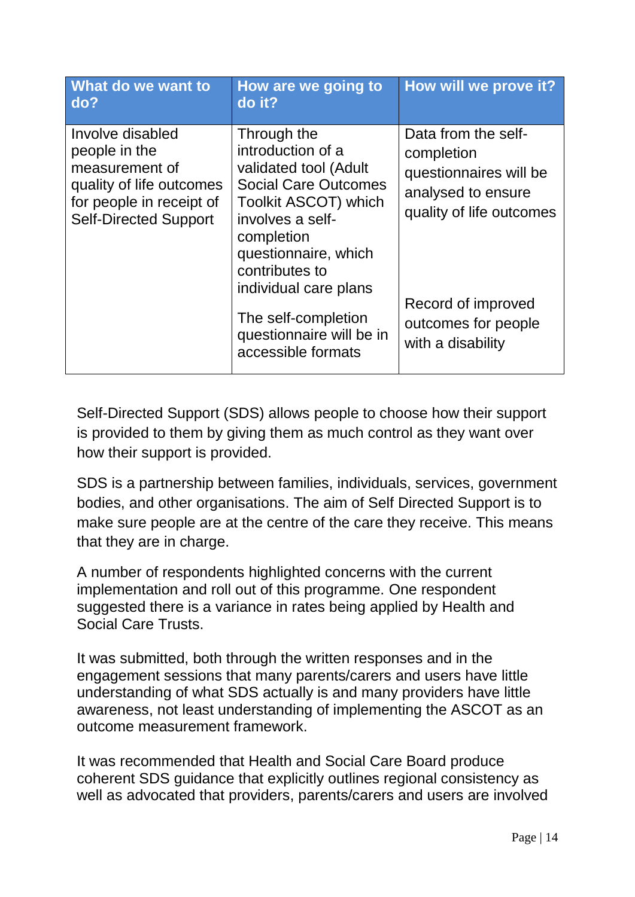| What do we want to do? | How are we going to do it? | How will we prove it? |
|---|---|---|
| Involve disabled people in the measurement of quality of life outcomes for people in receipt of Self-Directed Support | Through the introduction of a validated tool (Adult Social Care Outcomes Toolkit ASCOT) which involves a self-completion questionnaire, which contributes to individual care plans<br><br>The self-completion questionnaire will be in accessible formats | Data from the self-completion questionnaires will be analysed to ensure quality of life outcomes<br><br>Record of improved outcomes for people with a disability |

Self-Directed Support (SDS) allows people to choose how their support is provided to them by giving them as much control as they want over how their support is provided.

SDS is a partnership between families, individuals, services, government bodies, and other organisations. The aim of Self Directed Support is to make sure people are at the centre of the care they receive. This means that they are in charge.

A number of respondents highlighted concerns with the current implementation and roll out of this programme. One respondent suggested there is a variance in rates being applied by Health and Social Care Trusts.

It was submitted, both through the written responses and in the engagement sessions that many parents/carers and users have little understanding of what SDS actually is and many providers have little awareness, not least understanding of implementing the ASCOT as an outcome measurement framework.

It was recommended that Health and Social Care Board produce coherent SDS guidance that explicitly outlines regional consistency as well as advocated that providers, parents/carers and users are involved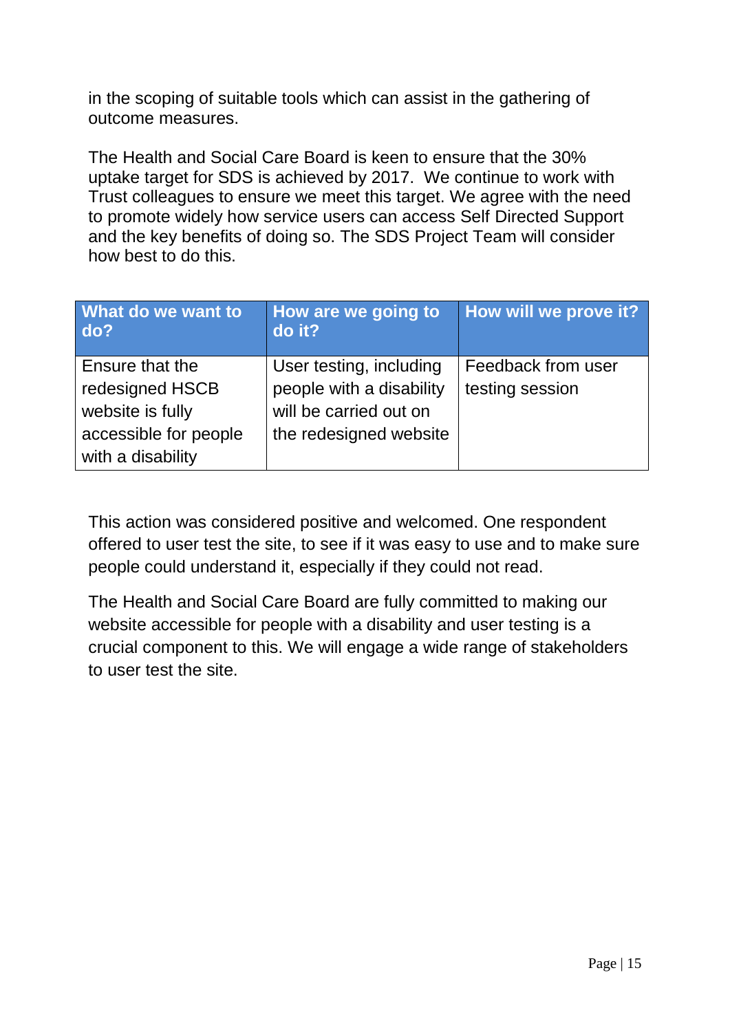in the scoping of suitable tools which can assist in the gathering of outcome measures.

The Health and Social Care Board is keen to ensure that the 30% uptake target for SDS is achieved by 2017. We continue to work with Trust colleagues to ensure we meet this target. We agree with the need to promote widely how service users can access Self Directed Support and the key benefits of doing so. The SDS Project Team will consider how best to do this.

| What do we want to do? | How are we going to do it? | How will we prove it? |
| --- | --- | --- |
| Ensure that the redesigned HSCB website is fully accessible for people with a disability | User testing, including people with a disability will be carried out on the redesigned website | Feedback from user testing session |

This action was considered positive and welcomed. One respondent offered to user test the site, to see if it was easy to use and to make sure people could understand it, especially if they could not read.

The Health and Social Care Board are fully committed to making our website accessible for people with a disability and user testing is a crucial component to this. We will engage a wide range of stakeholders to user test the site.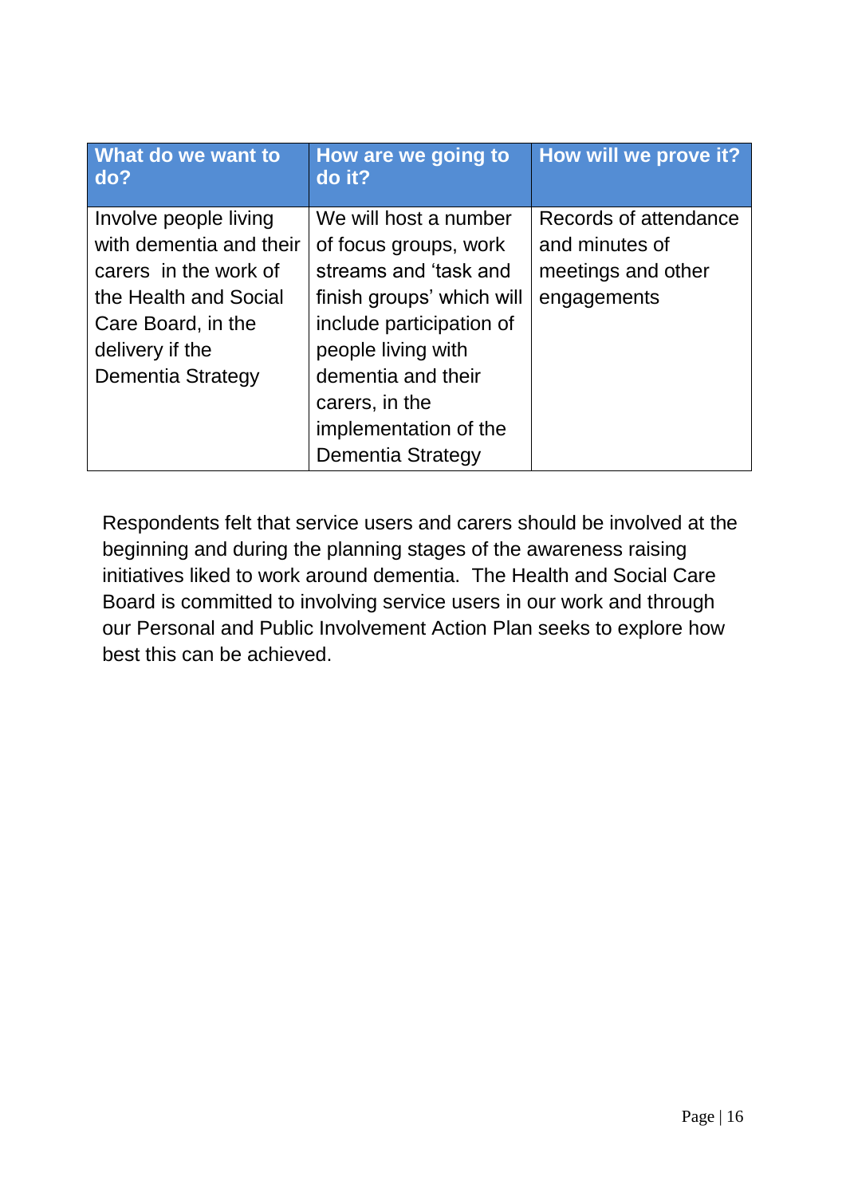| What do we want to do? | How are we going to do it? | How will we prove it? |
| --- | --- | --- |
| Involve people living with dementia and their carers in the work of the Health and Social Care Board, in the delivery if the Dementia Strategy | We will host a number of focus groups, work streams and 'task and finish groups' which will include participation of people living with dementia and their carers, in the implementation of the Dementia Strategy | Records of attendance and minutes of meetings and other engagements |

Respondents felt that service users and carers should be involved at the beginning and during the planning stages of the awareness raising initiatives liked to work around dementia. The Health and Social Care Board is committed to involving service users in our work and through our Personal and Public Involvement Action Plan seeks to explore how best this can be achieved.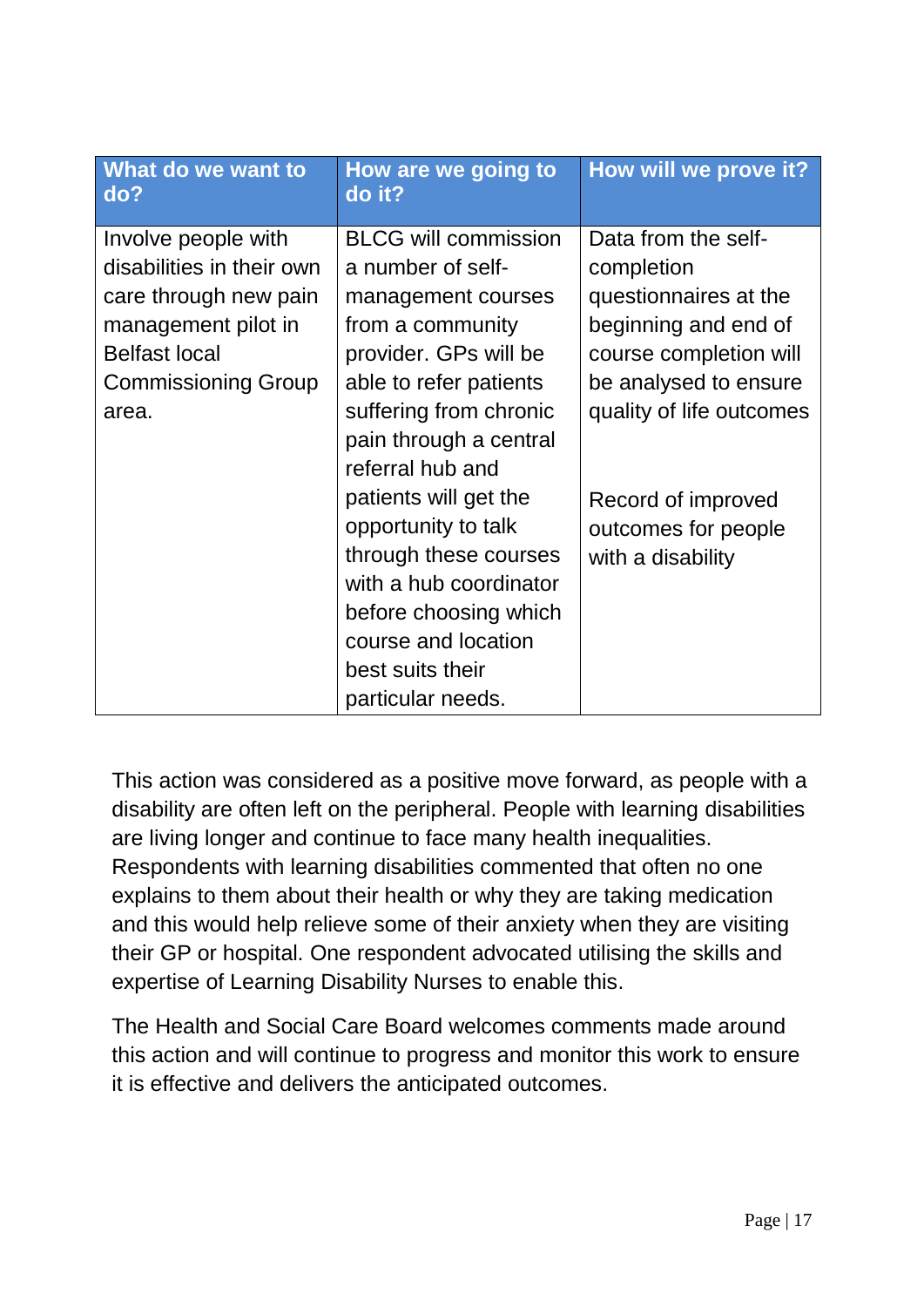| What do we want to do? | How are we going to do it? | How will we prove it? |
|---|---|---|
| Involve people with disabilities in their own care through new pain management pilot in Belfast local Commissioning Group area. | BLCG will commission a number of self-management courses from a community provider. GPs will be able to refer patients suffering from chronic pain through a central referral hub and patients will get the opportunity to talk through these courses with a hub coordinator before choosing which course and location best suits their particular needs. | Data from the self-completion questionnaires at the beginning and end of course completion will be analysed to ensure quality of life outcomes<br><br>Record of improved outcomes for people with a disability |

This action was considered as a positive move forward, as people with a disability are often left on the peripheral. People with learning disabilities are living longer and continue to face many health inequalities. Respondents with learning disabilities commented that often no one explains to them about their health or why they are taking medication and this would help relieve some of their anxiety when they are visiting their GP or hospital. One respondent advocated utilising the skills and expertise of Learning Disability Nurses to enable this.

The Health and Social Care Board welcomes comments made around this action and will continue to progress and monitor this work to ensure it is effective and delivers the anticipated outcomes.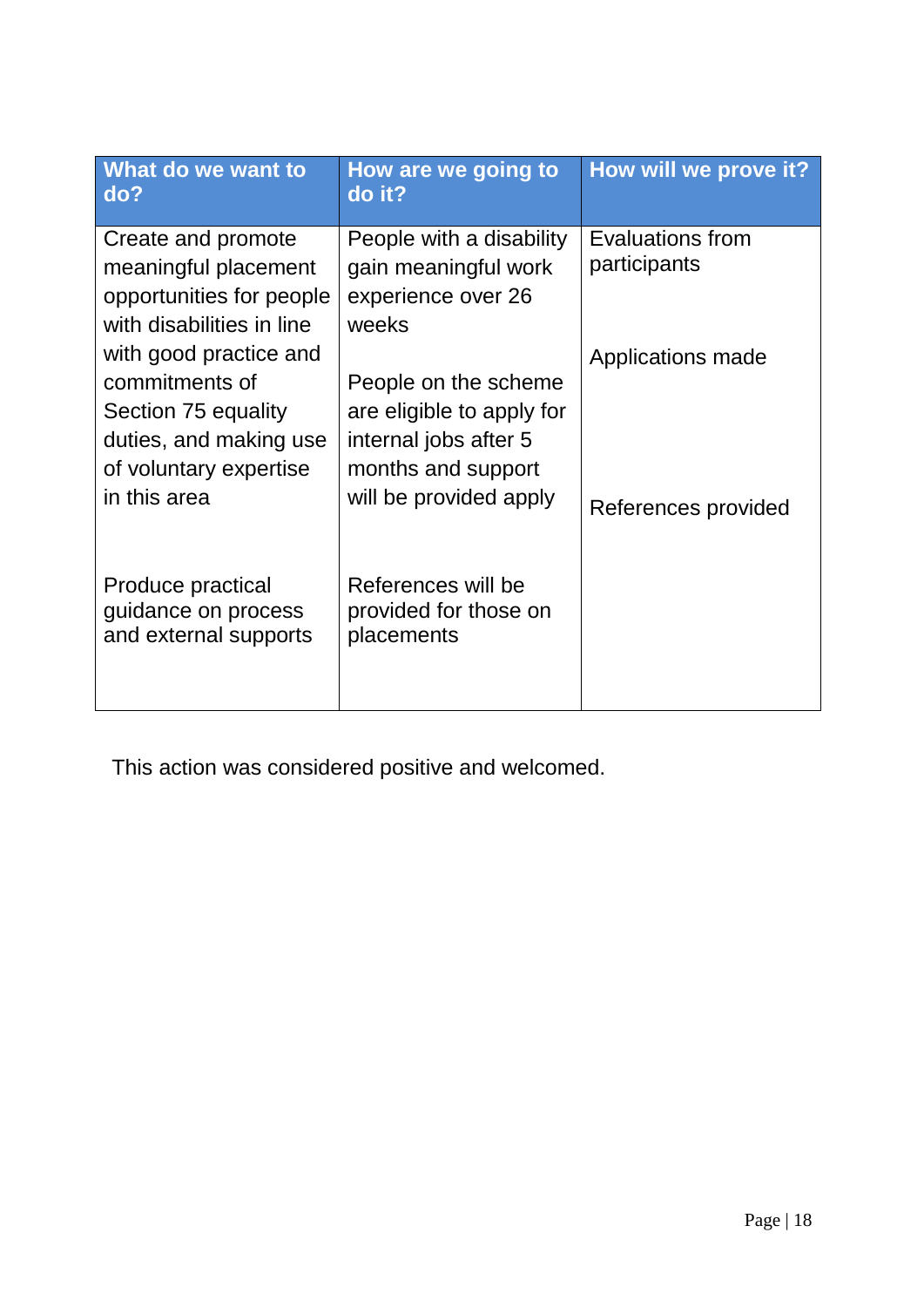| What do we want to do? | How are we going to do it? | How will we prove it? |
|---|---|---|
| Create and promote meaningful placement opportunities for people with disabilities in line with good practice and commitments of Section 75 equality duties, and making use of voluntary expertise in this area | People with a disability gain meaningful work experience over 26 weeks | Evaluations from participants |
| | People on the scheme are eligible to apply for internal jobs after 5 months and support will be provided apply | Applications made |
| Produce practical guidance on process and external supports | References will be provided for those on placements | References provided |

This action was considered positive and welcomed.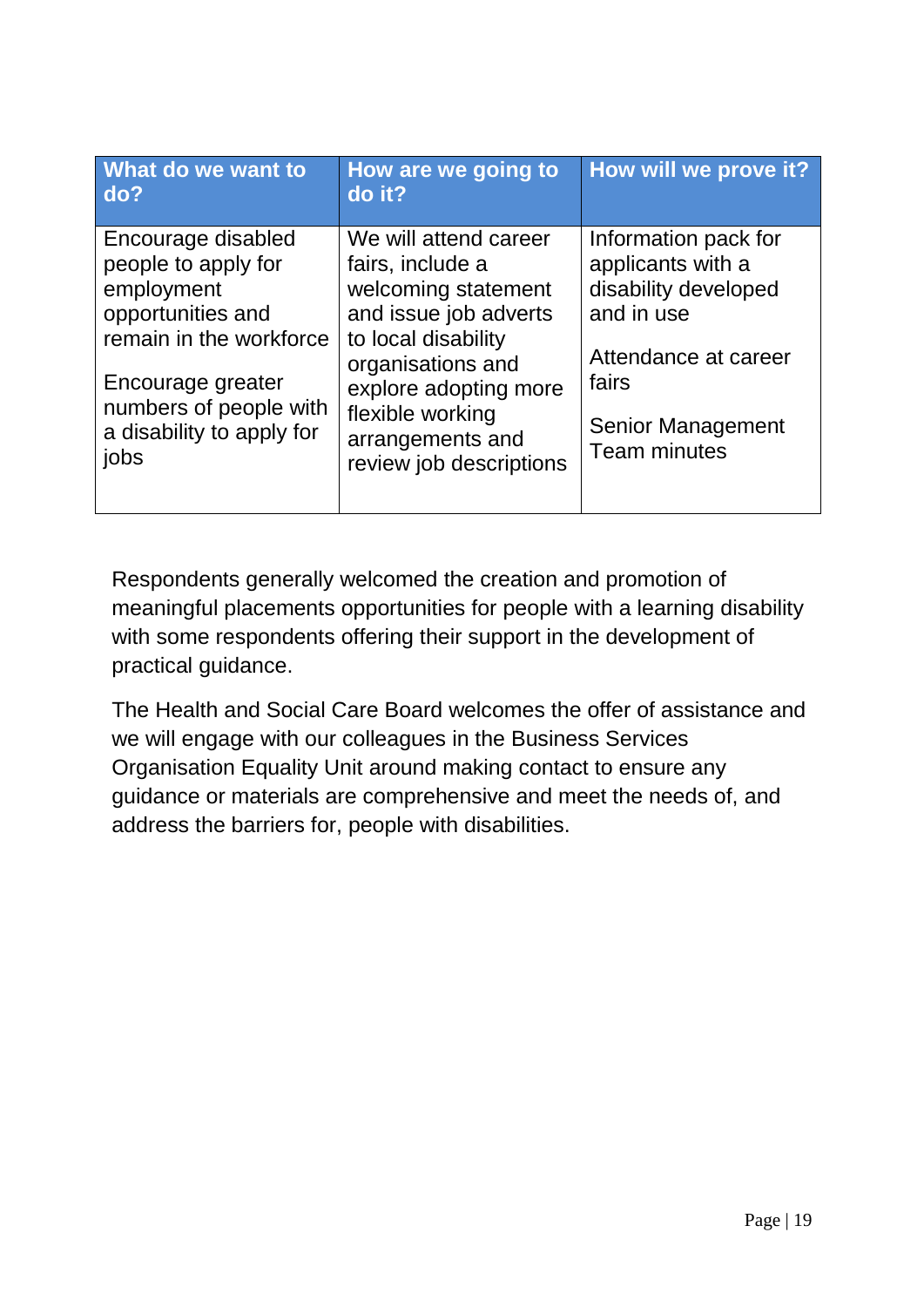| What do we want to do? | How are we going to do it? | How will we prove it? |
| --- | --- | --- |
| Encourage disabled people to apply for employment opportunities and remain in the workforce<br><br>Encourage greater numbers of people with a disability to apply for jobs | We will attend career fairs, include a welcoming statement and issue job adverts to local disability organisations and explore adopting more flexible working arrangements and review job descriptions | Information pack for applicants with a disability developed and in use<br><br>Attendance at career fairs<br><br>Senior Management Team minutes |

Respondents generally welcomed the creation and promotion of meaningful placements opportunities for people with a learning disability with some respondents offering their support in the development of practical guidance.

The Health and Social Care Board welcomes the offer of assistance and we will engage with our colleagues in the Business Services Organisation Equality Unit around making contact to ensure any guidance or materials are comprehensive and meet the needs of, and address the barriers for, people with disabilities.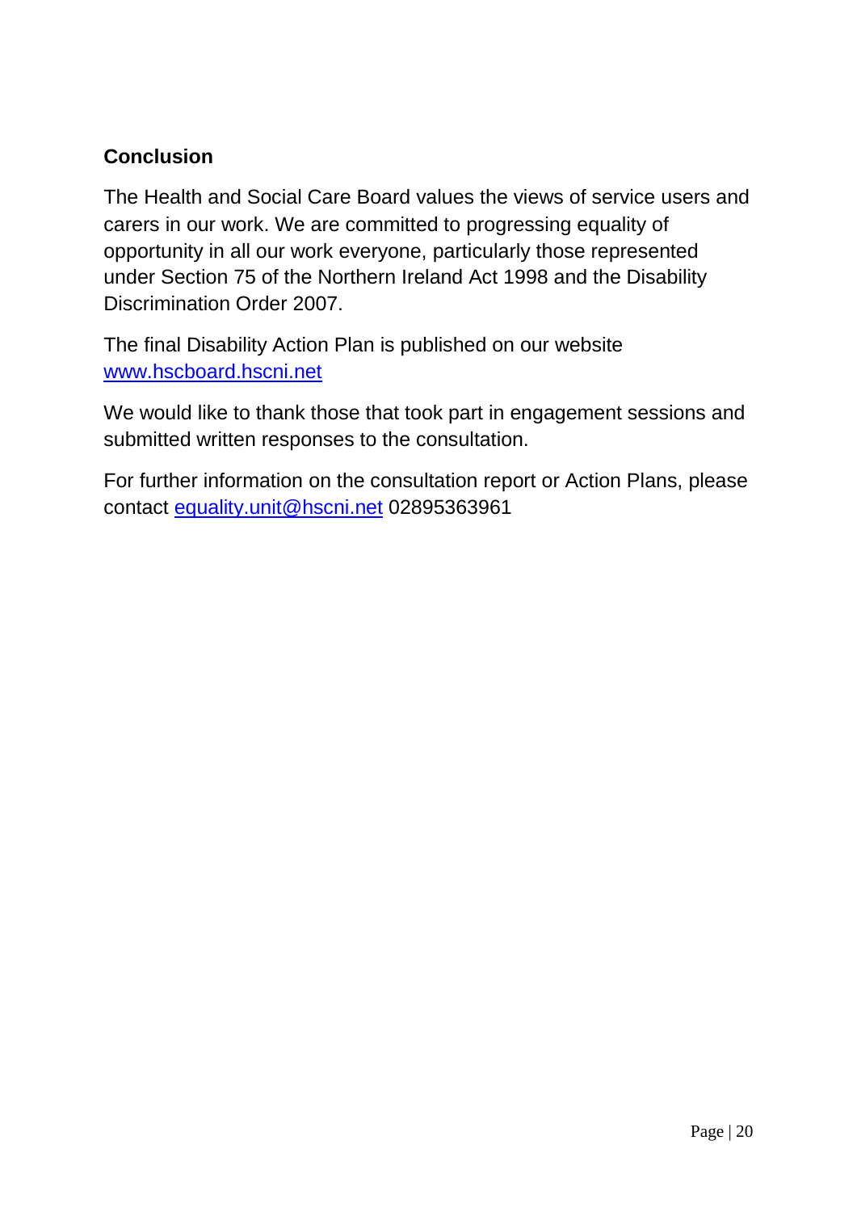## Conclusion

The Health and Social Care Board values the views of service users and carers in our work. We are committed to progressing equality of opportunity in all our work everyone, particularly those represented under Section 75 of the Northern Ireland Act 1998 and the Disability Discrimination Order 2007.

The final Disability Action Plan is published on our website [www.hscboard.hscni.net](http://www.hscboard.hscni.net)

We would like to thank those that took part in engagement sessions and submitted written responses to the consultation.

For further information on the consultation report or Action Plans, please contact [equality.unit@hscni.net](mailto:equality.unit@hscni.net) 02895363961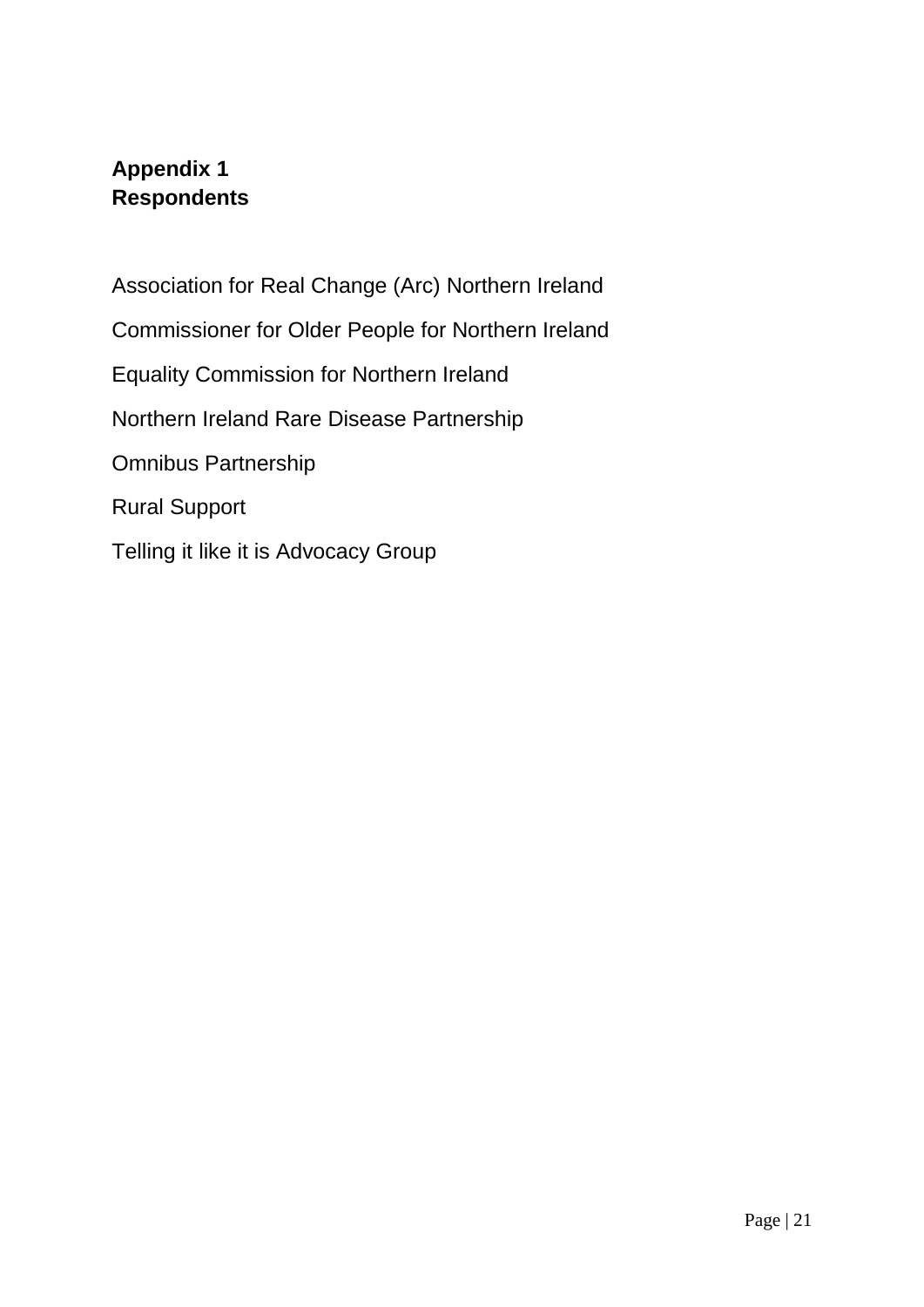## Appendix 1
## Respondents

Association for Real Change (Arc) Northern Ireland

Commissioner for Older People for Northern Ireland

Equality Commission for Northern Ireland

Northern Ireland Rare Disease Partnership

Omnibus Partnership

Rural Support

Telling it like it is Advocacy Group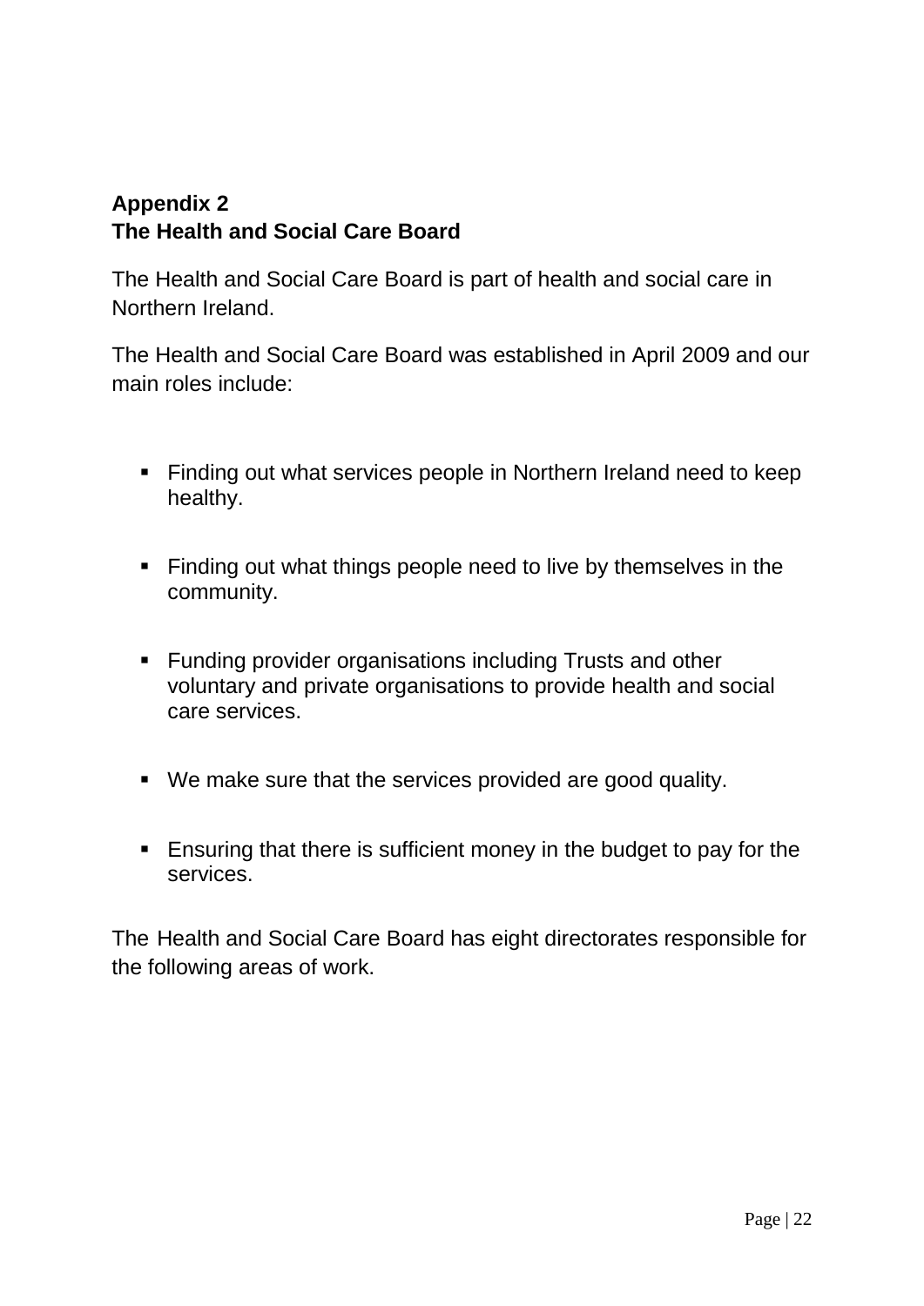## Appendix 2
## The Health and Social Care Board

The Health and Social Care Board is part of health and social care in Northern Ireland.

The Health and Social Care Board was established in April 2009 and our main roles include:

- Finding out what services people in Northern Ireland need to keep healthy.
- Finding out what things people need to live by themselves in the community.
- Funding provider organisations including Trusts and other voluntary and private organisations to provide health and social care services.
- We make sure that the services provided are good quality.
- Ensuring that there is sufficient money in the budget to pay for the services.

The Health and Social Care Board has eight directorates responsible for the following areas of work.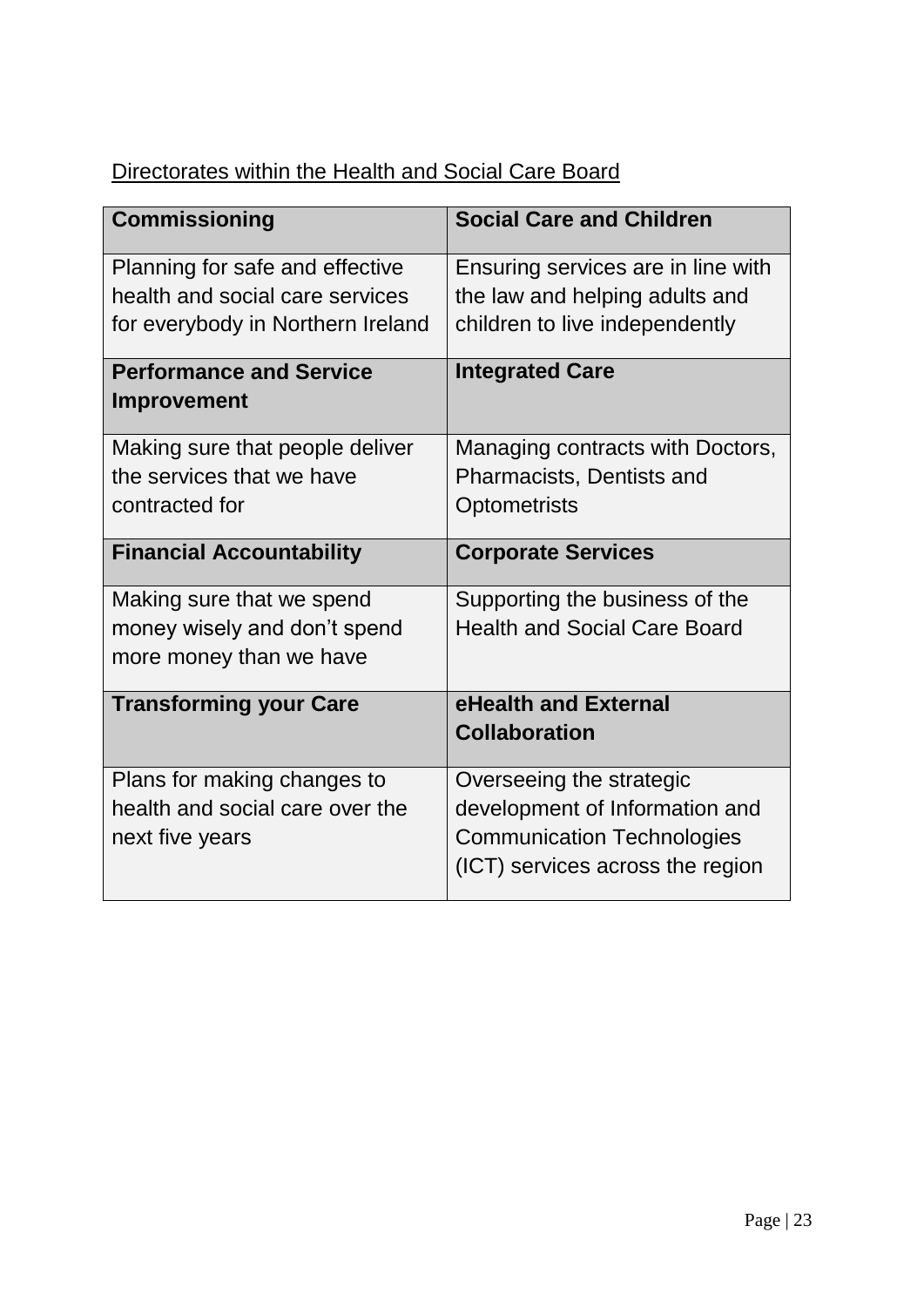Directorates within the Health and Social Care Board

| | |
|---|---|
| **Commissioning** | **Social Care and Children** |
| Planning for safe and effective health and social care services for everybody in Northern Ireland | Ensuring services are in line with the law and helping adults and children to live independently |
| **Performance and Service Improvement** | **Integrated Care** |
| Making sure that people deliver the services that we have contracted for | Managing contracts with Doctors, Pharmacists, Dentists and Optometrists |
| **Financial Accountability** | **Corporate Services** |
| Making sure that we spend money wisely and don't spend more money than we have | Supporting the business of the Health and Social Care Board |
| **Transforming your Care** | **eHealth and External Collaboration** |
| Plans for making changes to health and social care over the next five years | Overseeing the strategic development of Information and Communication Technologies (ICT) services across the region |